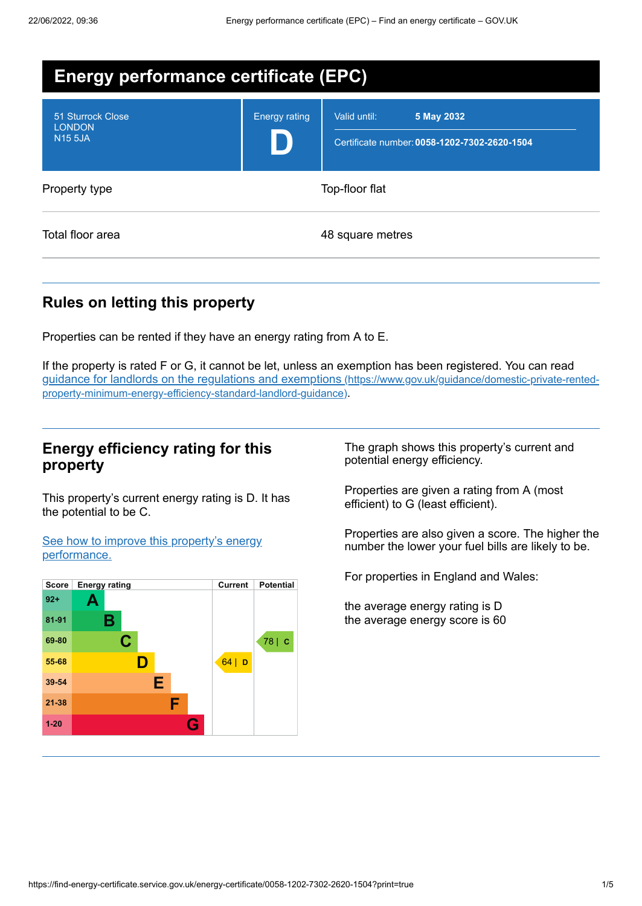# Energy performance certificate (EPC)

| | | |
|---|---|---|
| 51 Sturrock Close<br>LONDON<br>N15 5JA | Energy rating<br>**D** | Valid until: **5 May 2032**<br>Certificate number: **0058-1202-7302-2620-1504** |

| | |
|---|---|
| Property type | Top-floor flat |
| Total floor area | 48 square metres |

## Rules on letting this property

Properties can be rented if they have an energy rating from A to E.

If the property is rated F or G, it cannot be let, unless an exemption has been registered. You can read [guidance for landlords on the regulations and exemptions (https://www.gov.uk/guidance/domestic-private-rented-property-minimum-energy-efficiency-standard-landlord-guidance)](https://www.gov.uk/guidance/domestic-private-rented-property-minimum-energy-efficiency-standard-landlord-guidance).

## Energy efficiency rating for this property

This property's current energy rating is D. It has the potential to be C.

[See how to improve this property's energy performance.]()

| Score | Energy rating | Current | Potential |
|---|---|---|---|
| 92+ | A | | |
| 81-91 | B | | |
| 69-80 | C | | 78 \| C |
| 55-68 | D | 64 \| D | |
| 39-54 | E | | |
| 21-38 | F | | |
| 1-20 | G | | |

The graph shows this property's current and potential energy efficiency.

Properties are given a rating from A (most efficient) to G (least efficient).

Properties are also given a score. The higher the number the lower your fuel bills are likely to be.

For properties in England and Wales:

the average energy rating is D
the average energy score is 60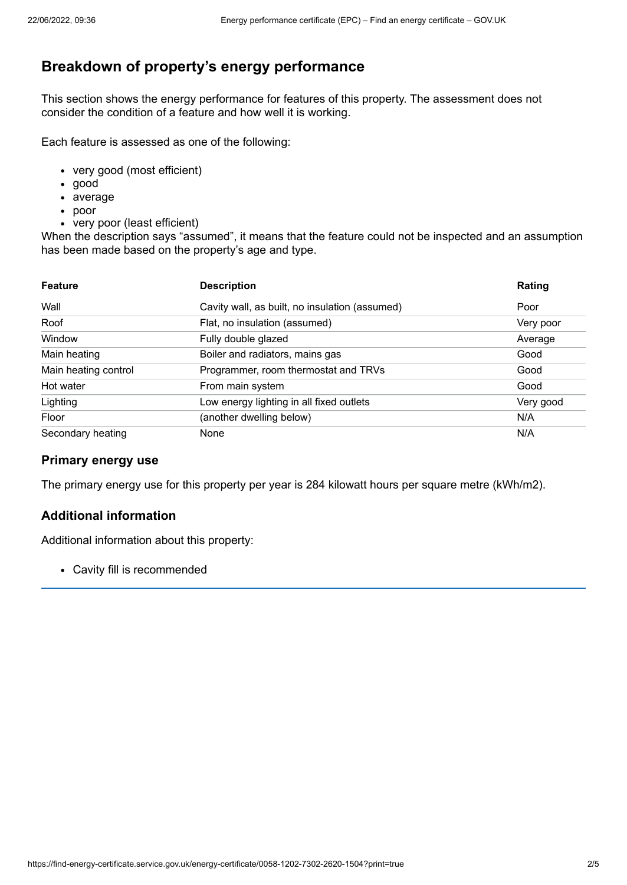## Breakdown of property's energy performance

This section shows the energy performance for features of this property. The assessment does not consider the condition of a feature and how well it is working.

Each feature is assessed as one of the following:

- very good (most efficient)
- good
- average
- poor
- very poor (least efficient)

When the description says "assumed", it means that the feature could not be inspected and an assumption has been made based on the property's age and type.

| Feature | Description | Rating |
|---|---|---|
| Wall | Cavity wall, as built, no insulation (assumed) | Poor |
| Roof | Flat, no insulation (assumed) | Very poor |
| Window | Fully double glazed | Average |
| Main heating | Boiler and radiators, mains gas | Good |
| Main heating control | Programmer, room thermostat and TRVs | Good |
| Hot water | From main system | Good |
| Lighting | Low energy lighting in all fixed outlets | Very good |
| Floor | (another dwelling below) | N/A |
| Secondary heating | None | N/A |

### Primary energy use

The primary energy use for this property per year is 284 kilowatt hours per square metre (kWh/m2).

### Additional information

Additional information about this property:

- Cavity fill is recommended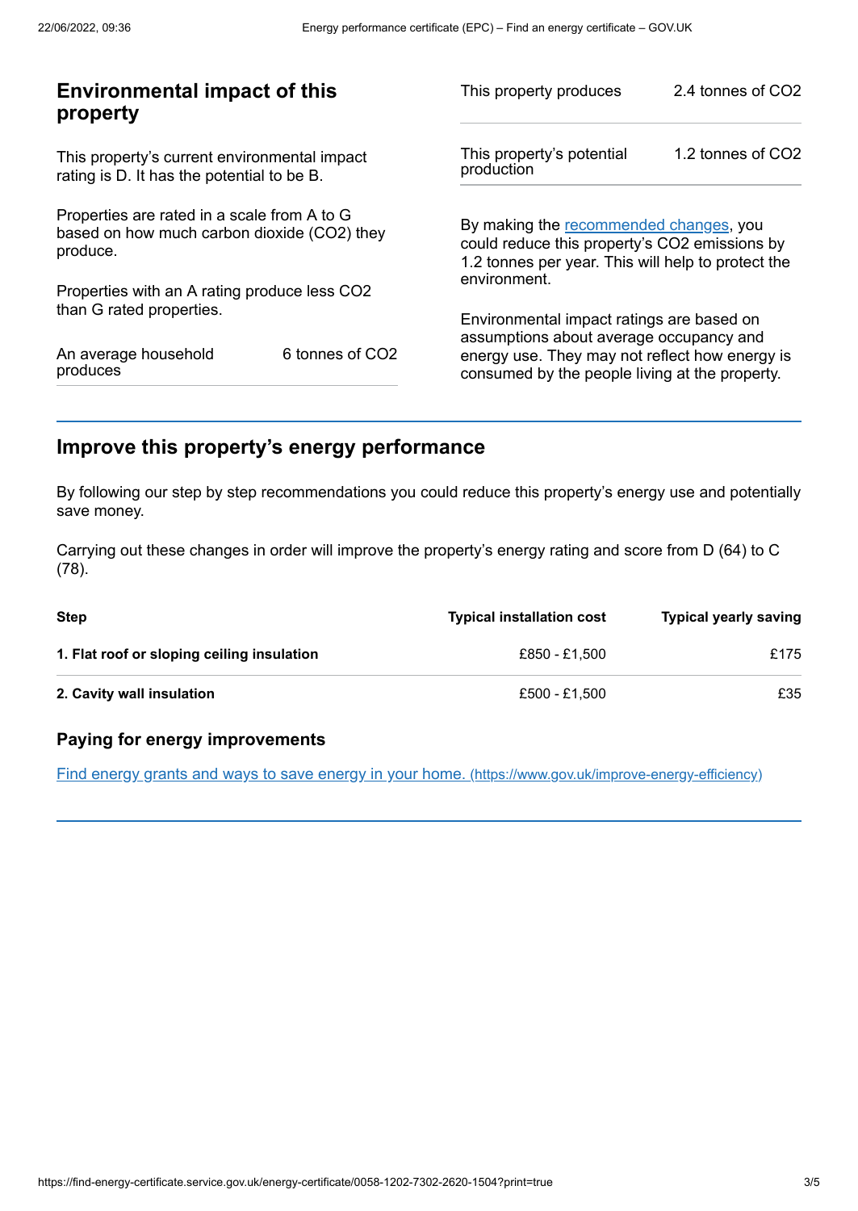## Environmental impact of this property

This property's current environmental impact rating is D. It has the potential to be B.

Properties are rated in a scale from A to G based on how much carbon dioxide ($CO_2$) they produce.

Properties with an A rating produce less $CO_2$ than G rated properties.

| | |
|---|---|
| An average household produces | 6 tonnes of $CO_2$ |
| This property produces | 2.4 tonnes of $CO_2$ |
| This property's potential production | 1.2 tonnes of $CO_2$ |

By making the recommended changes, you could reduce this property's $CO_2$ emissions by 1.2 tonnes per year. This will help to protect the environment.

Environmental impact ratings are based on assumptions about average occupancy and energy use. They may not reflect how energy is consumed by the people living at the property.

## Improve this property's energy performance

By following our step by step recommendations you could reduce this property's energy use and potentially save money.

Carrying out these changes in order will improve the property's energy rating and score from D (64) to C (78).

| Step | Typical installation cost | Typical yearly saving |
|---|---|---|
| **1. Flat roof or sloping ceiling insulation** | £850 - £1,500 | £175 |
| **2. Cavity wall insulation** | £500 - £1,500 | £35 |

### Paying for energy improvements

Find energy grants and ways to save energy in your home. (https://www.gov.uk/improve-energy-efficiency)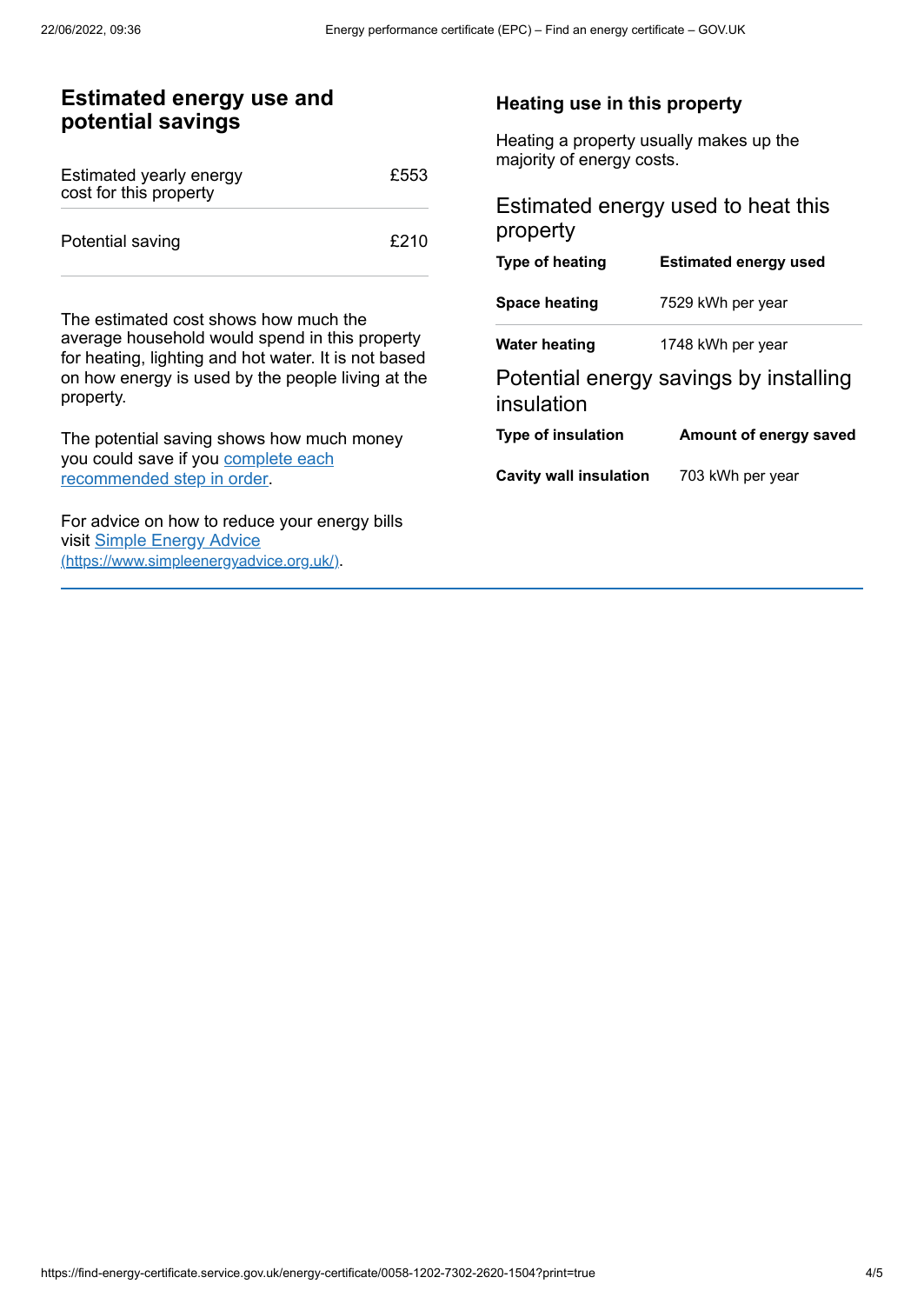## Estimated energy use and potential savings

| | |
|---|---|
| Estimated yearly energy cost for this property | £553 |
| Potential saving | £210 |

The estimated cost shows how much the average household would spend in this property for heating, lighting and hot water. It is not based on how energy is used by the people living at the property.

The potential saving shows how much money you could save if you [complete each recommended step in order](#).

For advice on how to reduce your energy bills visit [Simple Energy Advice (https://www.simpleenergyadvice.org.uk/)](https://www.simpleenergyadvice.org.uk/).

### Heating use in this property

Heating a property usually makes up the majority of energy costs.

#### Estimated energy used to heat this property

| Type of heating | Estimated energy used |
|---|---|
| Space heating | 7529 kWh per year |
| Water heating | 1748 kWh per year |

#### Potential energy savings by installing insulation

| Type of insulation | Amount of energy saved |
|---|---|
| Cavity wall insulation | 703 kWh per year |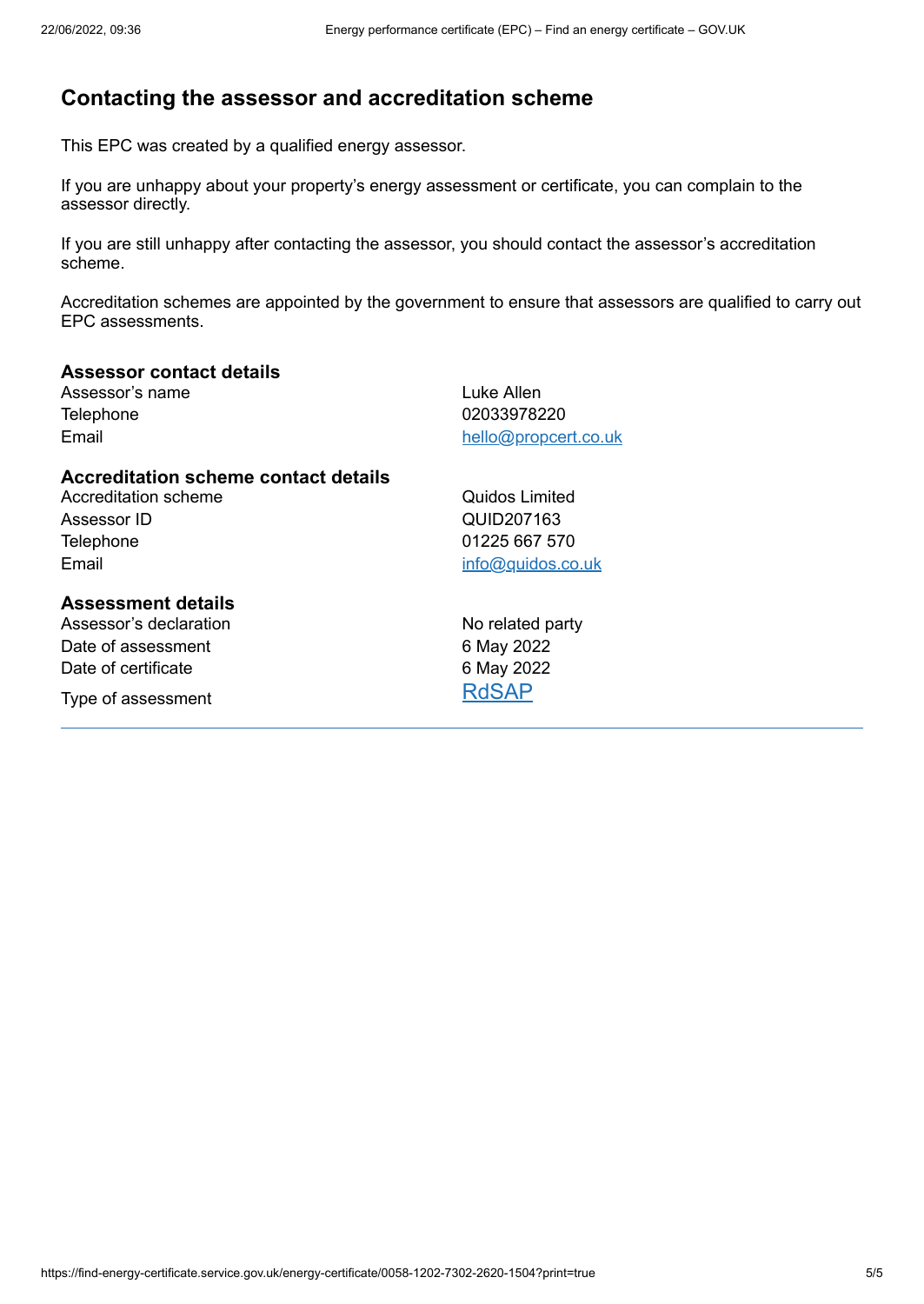## Contacting the assessor and accreditation scheme

This EPC was created by a qualified energy assessor.

If you are unhappy about your property's energy assessment or certificate, you can complain to the assessor directly.

If you are still unhappy after contacting the assessor, you should contact the assessor's accreditation scheme.

Accreditation schemes are appointed by the government to ensure that assessors are qualified to carry out EPC assessments.

### Assessor contact details

| | |
|---|---|
| Assessor's name | Luke Allen |
| Telephone | 02033978220 |
| Email | hello@propcert.co.uk |

### Accreditation scheme contact details

| | |
|---|---|
| Accreditation scheme | Quidos Limited |
| Assessor ID | QUID207163 |
| Telephone | 01225 667 570 |
| Email | info@quidos.co.uk |

### Assessment details

| | |
|---|---|
| Assessor's declaration | No related party |
| Date of assessment | 6 May 2022 |
| Date of certificate | 6 May 2022 |
| Type of assessment | RdSAP |